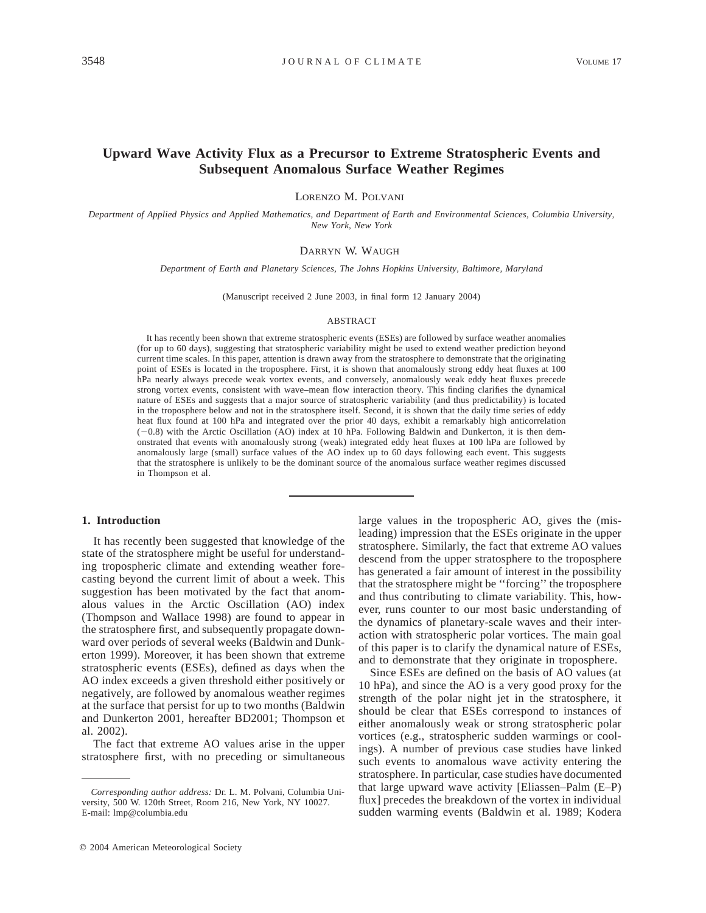# Upward Wave Activity Flux as a Precursor to Extreme Stratospheric Events and Subsequent Anomalous Surface Weather Regimes

LORENZO M. POLVANI

*Department of Applied Physics and Applied Mathematics, and Department of Earth and Environmental Sciences, Columbia University, New York, New York*

DARRYN W. WAUGH

*Department of Earth and Planetary Sciences, The Johns Hopkins University, Baltimore, Maryland*

(Manuscript received 2 June 2003, in final form 12 January 2004)

## ABSTRACT

It has recently been shown that extreme stratospheric events (ESEs) are followed by surface weather anomalies (for up to 60 days), suggesting that stratospheric variability might be used to extend weather prediction beyond current time scales. In this paper, attention is drawn away from the stratosphere to demonstrate that the originating point of ESEs is located in the troposphere. First, it is shown that anomalously strong eddy heat fluxes at 100 hPa nearly always precede weak vortex events, and conversely, anomalously weak eddy heat fluxes precede strong vortex events, consistent with wave–mean flow interaction theory. This finding clarifies the dynamical nature of ESEs and suggests that a major source of stratospheric variability (and thus predictability) is located in the troposphere below and not in the stratosphere itself. Second, it is shown that the daily time series of eddy heat flux found at 100 hPa and integrated over the prior 40 days, exhibit a remarkably high anticorrelation ($-0.8$) with the Arctic Oscillation (AO) index at 10 hPa. Following Baldwin and Dunkerton, it is then demonstrated that events with anomalously strong (weak) integrated eddy heat fluxes at 100 hPa are followed by anomalously large (small) surface values of the AO index up to 60 days following each event. This suggests that the stratosphere is unlikely to be the dominant source of the anomalous surface weather regimes discussed in Thompson et al.

## 1. Introduction

It has recently been suggested that knowledge of the state of the stratosphere might be useful for understanding tropospheric climate and extending weather forecasting beyond the current limit of about a week. This suggestion has been motivated by the fact that anomalous values in the Arctic Oscillation (AO) index (Thompson and Wallace 1998) are found to appear in the stratosphere first, and subsequently propagate downward over periods of several weeks (Baldwin and Dunkerton 1999). Moreover, it has been shown that extreme stratospheric events (ESEs), defined as days when the AO index exceeds a given threshold either positively or negatively, are followed by anomalous weather regimes at the surface that persist for up to two months (Baldwin and Dunkerton 2001, hereafter BD2001; Thompson et al. 2002).

The fact that extreme AO values arise in the upper stratosphere first, with no preceding or simultaneous large values in the tropospheric AO, gives the (misleading) impression that the ESEs originate in the upper stratosphere. Similarly, the fact that extreme AO values descend from the upper stratosphere to the troposphere has generated a fair amount of interest in the possibility that the stratosphere might be ''forcing'' the troposphere and thus contributing to climate variability. This, however, runs counter to our most basic understanding of the dynamics of planetary-scale waves and their interaction with stratospheric polar vortices. The main goal of this paper is to clarify the dynamical nature of ESEs, and to demonstrate that they originate in troposphere.

Since ESEs are defined on the basis of AO values (at 10 hPa), and since the AO is a very good proxy for the strength of the polar night jet in the stratosphere, it should be clear that ESEs correspond to instances of either anomalously weak or strong stratospheric polar vortices (e.g., stratospheric sudden warmings or coolings). A number of previous case studies have linked such events to anomalous wave activity entering the stratosphere. In particular, case studies have documented that large upward wave activity [Eliassen–Palm (E–P) flux] precedes the breakdown of the vortex in individual sudden warming events (Baldwin et al. 1989; Kodera

*Corresponding author address:* Dr. L. M. Polvani, Columbia University, 500 W. 120th Street, Room 216, New York, NY 10027.
E-mail: lmp@columbia.edu

© 2004 American Meteorological Society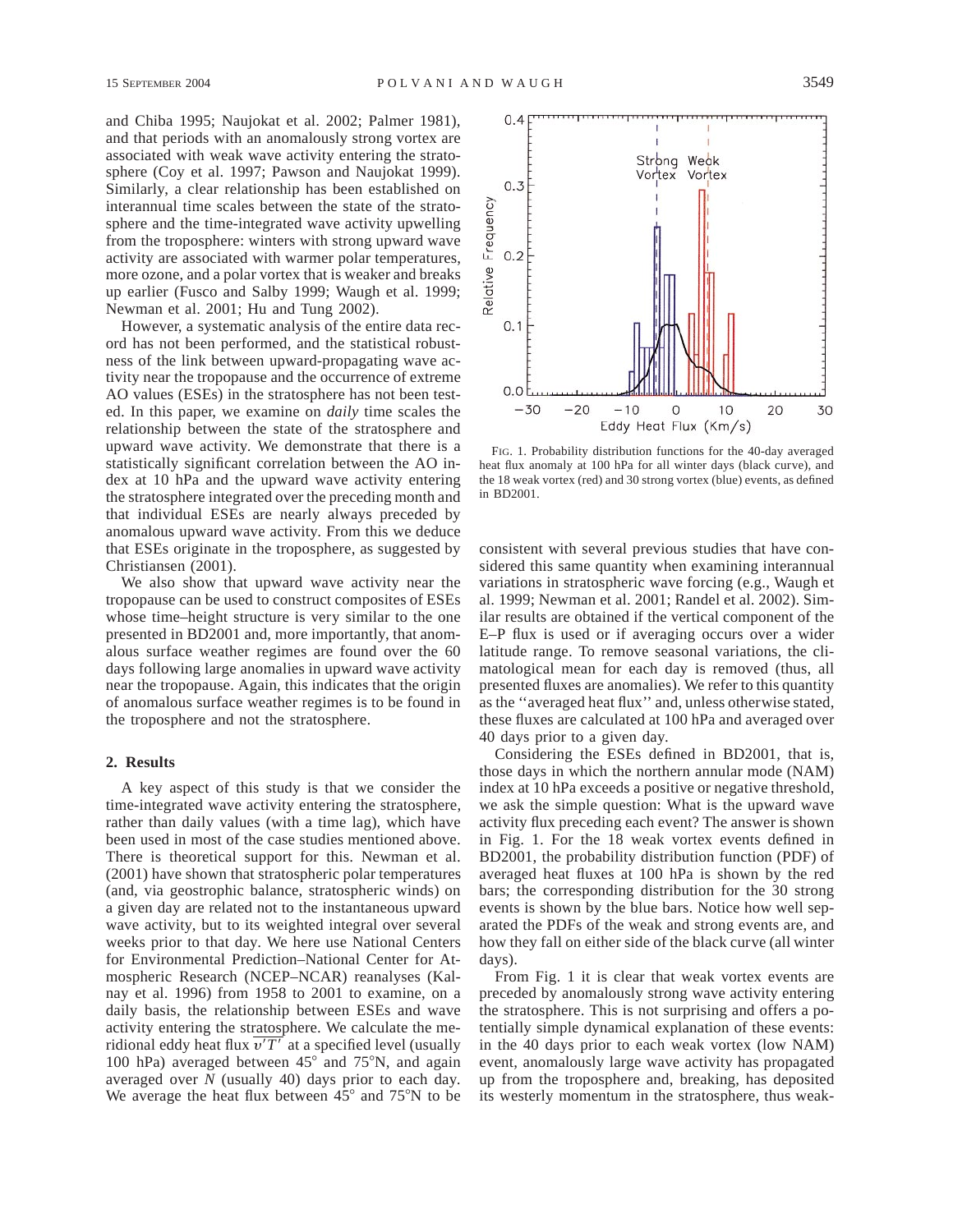and Chiba 1995; Naujokat et al. 2002; Palmer 1981), and that periods with an anomalously strong vortex are associated with weak wave activity entering the stratosphere (Coy et al. 1997; Pawson and Naujokat 1999). Similarly, a clear relationship has been established on interannual time scales between the state of the stratosphere and the time-integrated wave activity upwelling from the troposphere: winters with strong upward wave activity are associated with warmer polar temperatures, more ozone, and a polar vortex that is weaker and breaks up earlier (Fusco and Salby 1999; Waugh et al. 1999; Newman et al. 2001; Hu and Tung 2002).

However, a systematic analysis of the entire data record has not been performed, and the statistical robustness of the link between upward-propagating wave activity near the tropopause and the occurrence of extreme AO values (ESEs) in the stratosphere has not been tested. In this paper, we examine on *daily* time scales the relationship between the state of the stratosphere and upward wave activity. We demonstrate that there is a statistically significant correlation between the AO index at 10 hPa and the upward wave activity entering the stratosphere integrated over the preceding month and that individual ESEs are nearly always preceded by anomalous upward wave activity. From this we deduce that ESEs originate in the troposphere, as suggested by Christiansen (2001).

We also show that upward wave activity near the tropopause can be used to construct composites of ESEs whose time–height structure is very similar to the one presented in BD2001 and, more importantly, that anomalous surface weather regimes are found over the 60 days following large anomalies in upward wave activity near the tropopause. Again, this indicates that the origin of anomalous surface weather regimes is to be found in the troposphere and not the stratosphere.

## 2. Results

A key aspect of this study is that we consider the time-integrated wave activity entering the stratosphere, rather than daily values (with a time lag), which have been used in most of the case studies mentioned above. There is theoretical support for this. Newman et al. (2001) have shown that stratospheric polar temperatures (and, via geostrophic balance, stratospheric winds) on a given day are related not to the instantaneous upward wave activity, but to its weighted integral over several weeks prior to that day. We here use National Centers for Environmental Prediction–National Center for Atmospheric Research (NCEP–NCAR) reanalyses (Kalnay et al. 1996) from 1958 to 2001 to examine, on a daily basis, the relationship between ESEs and wave activity entering the stratosphere. We calculate the meridional eddy heat flux $\overline{v'T'}$ at a specified level (usually 100 hPa) averaged between 45° and 75°N, and again averaged over $N$ (usually 40) days prior to each day. We average the heat flux between 45° and 75°N to be consistent with several previous studies that have considered this same quantity when examining interannual variations in stratospheric wave forcing (e.g., Waugh et al. 1999; Newman et al. 2001; Randel et al. 2002). Similar results are obtained if the vertical component of the E–P flux is used or if averaging occurs over a wider latitude range. To remove seasonal variations, the climatological mean for each day is removed (thus, all presented fluxes are anomalies). We refer to this quantity as the "averaged heat flux" and, unless otherwise stated, these fluxes are calculated at 100 hPa and averaged over 40 days prior to a given day.

FIG. 1. Probability distribution functions for the 40-day averaged heat flux anomaly at 100 hPa for all winter days (black curve), and the 18 weak vortex (red) and 30 strong vortex (blue) events, as defined in BD2001.

Considering the ESEs defined in BD2001, that is, those days in which the northern annular mode (NAM) index at 10 hPa exceeds a positive or negative threshold, we ask the simple question: What is the upward wave activity flux preceding each event? The answer is shown in Fig. 1. For the 18 weak vortex events defined in BD2001, the probability distribution function (PDF) of averaged heat fluxes at 100 hPa is shown by the red bars; the corresponding distribution for the 30 strong events is shown by the blue bars. Notice how well separated the PDFs of the weak and strong events are, and how they fall on either side of the black curve (all winter days).

From Fig. 1 it is clear that weak vortex events are preceded by anomalously strong wave activity entering the stratosphere. This is not surprising and offers a potentially simple dynamical explanation of these events: in the 40 days prior to each weak vortex (low NAM) event, anomalously large wave activity has propagated up from the troposphere and, breaking, has deposited its westerly momentum in the stratosphere, thus weak-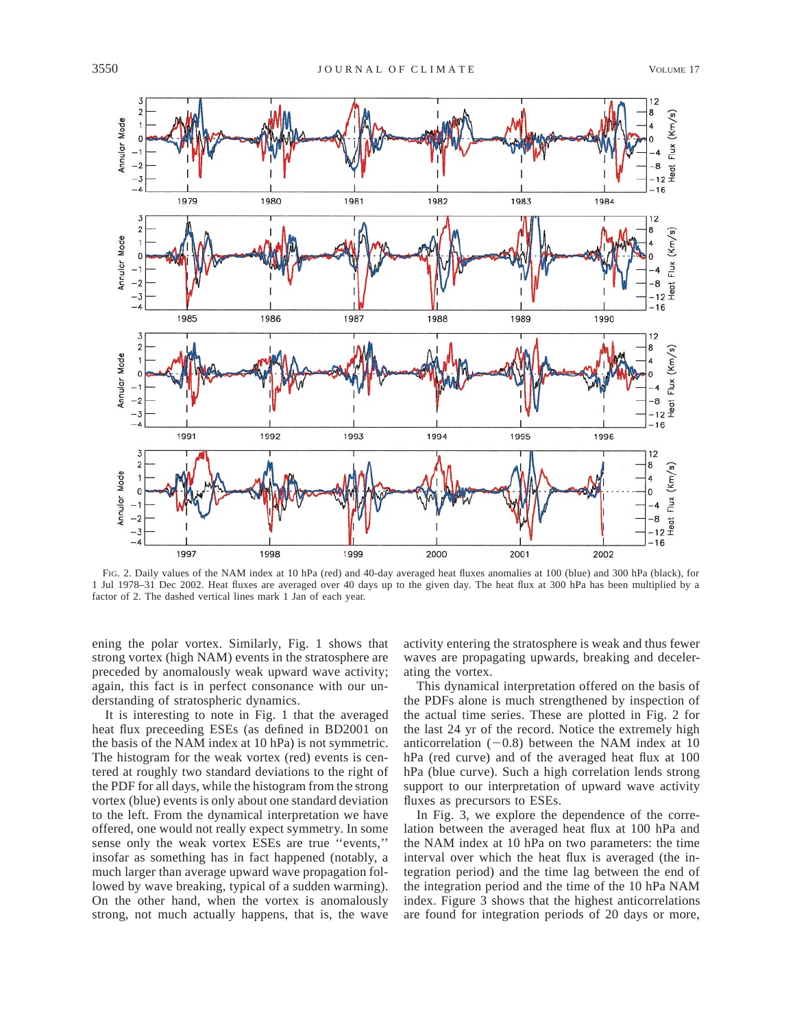FIG. 2. Daily values of the NAM index at 10 hPa (red) and 40-day averaged heat fluxes anomalies at 100 (blue) and 300 hPa (black), for 1 Jul 1978–31 Dec 2002. Heat fluxes are averaged over 40 days up to the given day. The heat flux at 300 hPa has been multiplied by a factor of 2. The dashed vertical lines mark 1 Jan of each year.

ening the polar vortex. Similarly, Fig. 1 shows that strong vortex (high NAM) events in the stratosphere are preceded by anomalously weak upward wave activity; again, this fact is in perfect consonance with our understanding of stratospheric dynamics.

It is interesting to note in Fig. 1 that the averaged heat flux preceeding ESEs (as defined in BD2001 on the basis of the NAM index at 10 hPa) is not symmetric. The histogram for the weak vortex (red) events is centered at roughly two standard deviations to the right of the PDF for all days, while the histogram from the strong vortex (blue) events is only about one standard deviation to the left. From the dynamical interpretation we have offered, one would not really expect symmetry. In some sense only the weak vortex ESEs are true "events," insofar as something has in fact happened (notably, a much larger than average upward wave propagation followed by wave breaking, typical of a sudden warming). On the other hand, when the vortex is anomalously strong, not much actually happens, that is, the wave activity entering the stratosphere is weak and thus fewer waves are propagating upwards, breaking and decelerating the vortex.

This dynamical interpretation offered on the basis of the PDFs alone is much strengthened by inspection of the actual time series. These are plotted in Fig. 2 for the last 24 yr of the record. Notice the extremely high anticorrelation ($-0.8$) between the NAM index at 10 hPa (red curve) and of the averaged heat flux at 100 hPa (blue curve). Such a high correlation lends strong support to our interpretation of upward wave activity fluxes as precursors to ESEs.

In Fig. 3, we explore the dependence of the correlation between the averaged heat flux at 100 hPa and the NAM index at 10 hPa on two parameters: the time interval over which the heat flux is averaged (the integration period) and the time lag between the end of the integration period and the time of the 10 hPa NAM index. Figure 3 shows that the highest anticorrelations are found for integration periods of 20 days or more,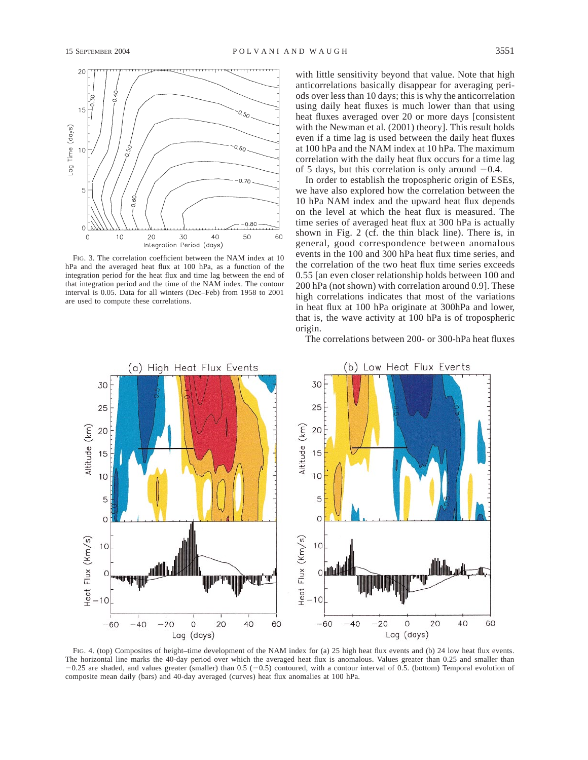FIG. 3. The correlation coefficient between the NAM index at 10 hPa and the averaged heat flux at 100 hPa, as a function of the integration period for the heat flux and time lag between the end of that integration period and the time of the NAM index. The contour interval is 0.05. Data for all winters (Dec–Feb) from 1958 to 2001 are used to compute these correlations.

with little sensitivity beyond that value. Note that high anticorrelations basically disappear for averaging periods over less than 10 days; this is why the anticorrelation using daily heat fluxes is much lower than that using heat fluxes averaged over 20 or more days [consistent with the Newman et al. (2001) theory]. This result holds even if a time lag is used between the daily heat fluxes at 100 hPa and the NAM index at 10 hPa. The maximum correlation with the daily heat flux occurs for a time lag of 5 days, but this correlation is only around −0.4.

In order to establish the tropospheric origin of ESEs, we have also explored how the correlation between the 10 hPa NAM index and the upward heat flux depends on the level at which the heat flux is measured. The time series of averaged heat flux at 300 hPa is actually shown in Fig. 2 (cf. the thin black line). There is, in general, good correspondence between anomalous events in the 100 and 300 hPa heat flux time series, and the correlation of the two heat flux time series exceeds 0.55 [an even closer relationship holds between 100 and 200 hPa (not shown) with correlation around 0.9]. These high correlations indicates that most of the variations in heat flux at 100 hPa originate at 300hPa and lower, that is, the wave activity at 100 hPa is of tropospheric origin.

The correlations between 200- or 300-hPa heat fluxes

FIG. 4. (top) Composites of height–time development of the NAM index for (a) 25 high heat flux events and (b) 24 low heat flux events. The horizontal line marks the 40-day period over which the averaged heat flux is anomalous. Values greater than 0.25 and smaller than −0.25 are shaded, and values greater (smaller) than 0.5 (−0.5) contoured, with a contour interval of 0.5. (bottom) Temporal evolution of composite mean daily (bars) and 40-day averaged (curves) heat flux anomalies at 100 hPa.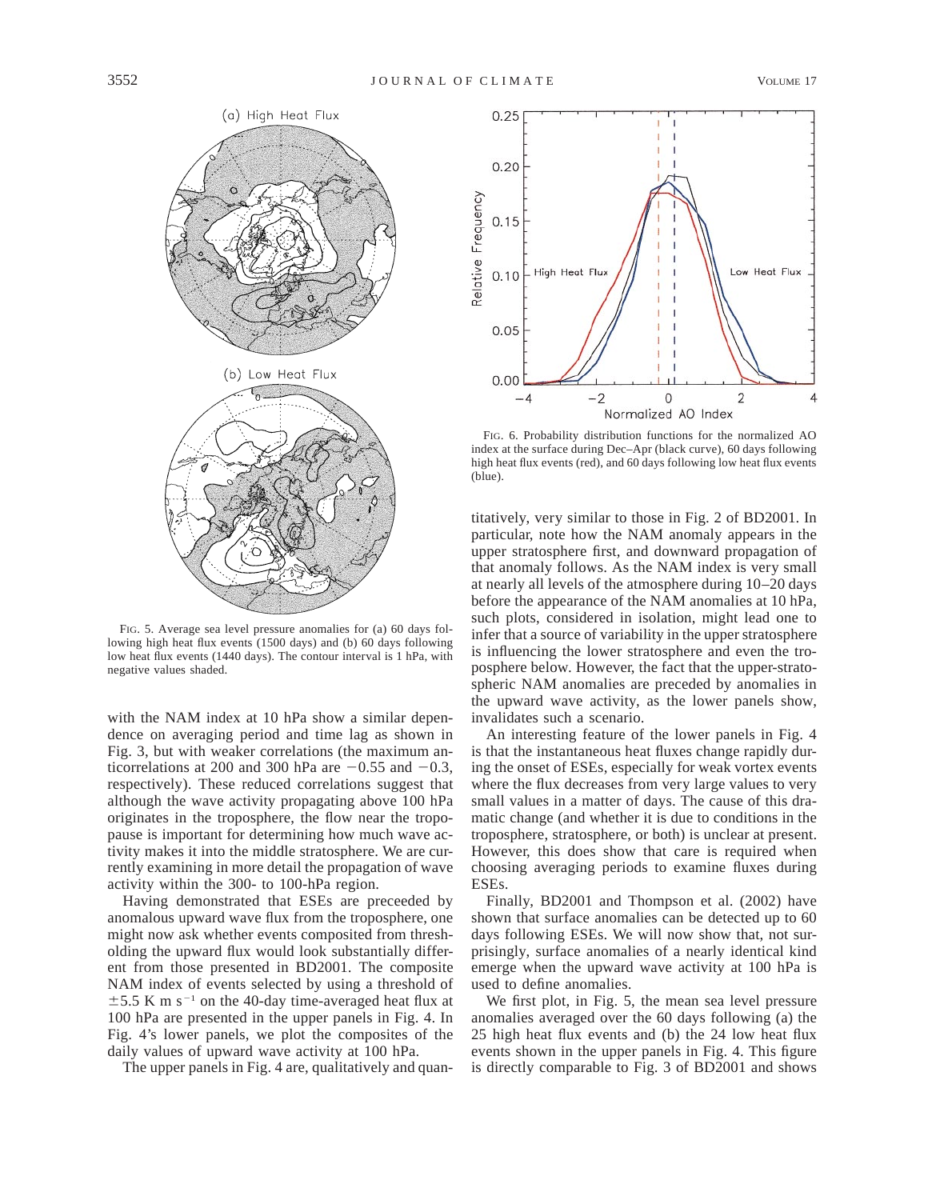FIG. 5. Average sea level pressure anomalies for (a) 60 days following high heat flux events (1500 days) and (b) 60 days following low heat flux events (1440 days). The contour interval is 1 hPa, with negative values shaded.

with the NAM index at 10 hPa show a similar dependence on averaging period and time lag as shown in Fig. 3, but with weaker correlations (the maximum anticorrelations at 200 and 300 hPa are −0.55 and −0.3, respectively). These reduced correlations suggest that although the wave activity propagating above 100 hPa originates in the troposphere, the flow near the tropopause is important for determining how much wave activity makes it into the middle stratosphere. We are currently examining in more detail the propagation of wave activity within the 300- to 100-hPa region.

Having demonstrated that ESEs are preceeded by anomalous upward wave flux from the troposphere, one might now ask whether events composited from thresholding the upward flux would look substantially different from those presented in BD2001. The composite NAM index of events selected by using a threshold of $\pm 5.5$ K m s$^{-1}$ on the 40-day time-averaged heat flux at 100 hPa are presented in the upper panels in Fig. 4. In Fig. 4's lower panels, we plot the composites of the daily values of upward wave activity at 100 hPa.

The upper panels in Fig. 4 are, qualitatively and quantitatively, very similar to those in Fig. 2 of BD2001. In particular, note how the NAM anomaly appears in the upper stratosphere first, and downward propagation of that anomaly follows. As the NAM index is very small at nearly all levels of the atmosphere during 10–20 days before the appearance of the NAM anomalies at 10 hPa, such plots, considered in isolation, might lead one to infer that a source of variability in the upper stratosphere is influencing the lower stratosphere and even the troposphere below. However, the fact that the upper-stratospheric NAM anomalies are preceded by anomalies in the upward wave activity, as the lower panels show, invalidates such a scenario.

FIG. 6. Probability distribution functions for the normalized AO index at the surface during Dec–Apr (black curve), 60 days following high heat flux events (red), and 60 days following low heat flux events (blue).

An interesting feature of the lower panels in Fig. 4 is that the instantaneous heat fluxes change rapidly during the onset of ESEs, especially for weak vortex events where the flux decreases from very large values to very small values in a matter of days. The cause of this dramatic change (and whether it is due to conditions in the troposphere, stratosphere, or both) is unclear at present. However, this does show that care is required when choosing averaging periods to examine fluxes during ESEs.

Finally, BD2001 and Thompson et al. (2002) have shown that surface anomalies can be detected up to 60 days following ESEs. We will now show that, not surprisingly, surface anomalies of a nearly identical kind emerge when the upward wave activity at 100 hPa is used to define anomalies.

We first plot, in Fig. 5, the mean sea level pressure anomalies averaged over the 60 days following (a) the 25 high heat flux events and (b) the 24 low heat flux events shown in the upper panels in Fig. 4. This figure is directly comparable to Fig. 3 of BD2001 and shows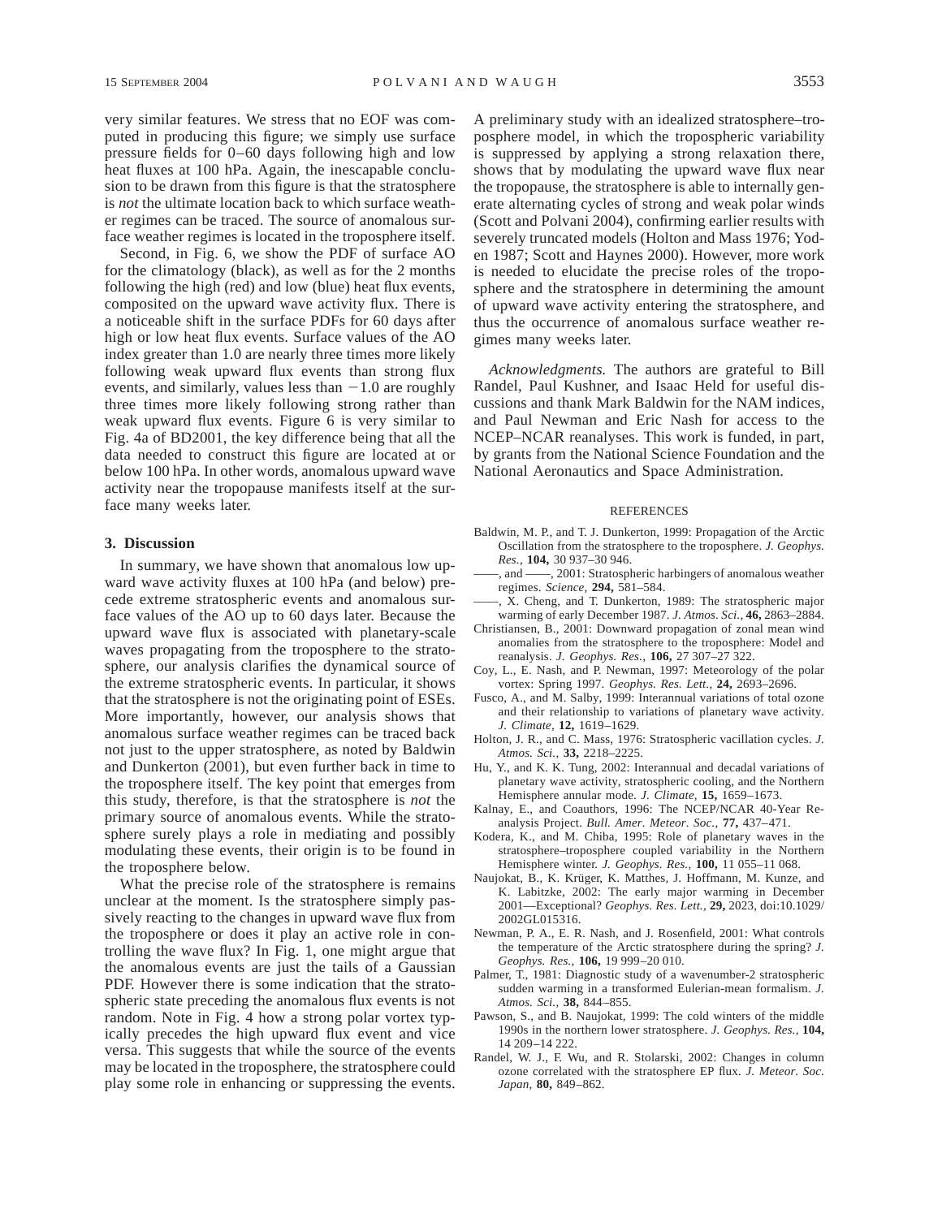very similar features. We stress that no EOF was computed in producing this figure; we simply use surface pressure fields for 0–60 days following high and low heat fluxes at 100 hPa. Again, the inescapable conclusion to be drawn from this figure is that the stratosphere is *not* the ultimate location back to which surface weather regimes can be traced. The source of anomalous surface weather regimes is located in the troposphere itself.

Second, in Fig. 6, we show the PDF of surface AO for the climatology (black), as well as for the 2 months following the high (red) and low (blue) heat flux events, composited on the upward wave activity flux. There is a noticeable shift in the surface PDFs for 60 days after high or low heat flux events. Surface values of the AO index greater than 1.0 are nearly three times more likely following weak upward flux events than strong flux events, and similarly, values less than $-1.0$ are roughly three times more likely following strong rather than weak upward flux events. Figure 6 is very similar to Fig. 4a of BD2001, the key difference being that all the data needed to construct this figure are located at or below 100 hPa. In other words, anomalous upward wave activity near the tropopause manifests itself at the surface many weeks later.

## 3. Discussion

In summary, we have shown that anomalous low upward wave activity fluxes at 100 hPa (and below) precede extreme stratospheric events and anomalous surface values of the AO up to 60 days later. Because the upward wave flux is associated with planetary-scale waves propagating from the troposphere to the stratosphere, our analysis clarifies the dynamical source of the extreme stratospheric events. In particular, it shows that the stratosphere is not the originating point of ESEs. More importantly, however, our analysis shows that anomalous surface weather regimes can be traced back not just to the upper stratosphere, as noted by Baldwin and Dunkerton (2001), but even further back in time to the troposphere itself. The key point that emerges from this study, therefore, is that the stratosphere is *not* the primary source of anomalous events. While the stratosphere surely plays a role in mediating and possibly modulating these events, their origin is to be found in the troposphere below.

What the precise role of the stratosphere is remains unclear at the moment. Is the stratosphere simply passively reacting to the changes in upward wave flux from the troposphere or does it play an active role in controlling the wave flux? In Fig. 1, one might argue that the anomalous events are just the tails of a Gaussian PDF. However there is some indication that the stratospheric state preceding the anomalous flux events is not random. Note in Fig. 4 how a strong polar vortex typically precedes the high upward flux event and vice versa. This suggests that while the source of the events may be located in the troposphere, the stratosphere could play some role in enhancing or suppressing the events. A preliminary study with an idealized stratosphere–troposphere model, in which the tropospheric variability is suppressed by applying a strong relaxation there, shows that by modulating the upward wave flux near the tropopause, the stratosphere is able to internally generate alternating cycles of strong and weak polar winds (Scott and Polvani 2004), confirming earlier results with severely truncated models (Holton and Mass 1976; Yoden 1987; Scott and Haynes 2000). However, more work is needed to elucidate the precise roles of the troposphere and the stratosphere in determining the amount of upward wave activity entering the stratosphere, and thus the occurrence of anomalous surface weather regimes many weeks later.

*Acknowledgments.* The authors are grateful to Bill Randel, Paul Kushner, and Isaac Held for useful discussions and thank Mark Baldwin for the NAM indices, and Paul Newman and Eric Nash for access to the NCEP–NCAR reanalyses. This work is funded, in part, by grants from the National Science Foundation and the National Aeronautics and Space Administration.

## REFERENCES

Baldwin, M. P., and T. J. Dunkerton, 1999: Propagation of the Arctic Oscillation from the stratosphere to the troposphere. *J. Geophys. Res.,* **104,** 30 937–30 946.

——, and ——, 2001: Stratospheric harbingers of anomalous weather regimes. *Science,* **294,** 581–584.

——, X. Cheng, and T. Dunkerton, 1989: The stratospheric major warming of early December 1987. *J. Atmos. Sci.,* **46,** 2863–2884.

Christiansen, B., 2001: Downward propagation of zonal mean wind anomalies from the stratosphere to the troposphere: Model and reanalysis. *J. Geophys. Res.,* **106,** 27 307–27 322.

Coy, L., E. Nash, and P. Newman, 1997: Meteorology of the polar vortex: Spring 1997. *Geophys. Res. Lett.,* **24,** 2693–2696.

Fusco, A., and M. Salby, 1999: Interannual variations of total ozone and their relationship to variations of planetary wave activity. *J. Climate,* **12,** 1619–1629.

Holton, J. R., and C. Mass, 1976: Stratospheric vacillation cycles. *J. Atmos. Sci.,* **33,** 2218–2225.

Hu, Y., and K. K. Tung, 2002: Interannual and decadal variations of planetary wave activity, stratospheric cooling, and the Northern Hemisphere annular mode. *J. Climate,* **15,** 1659–1673.

Kalnay, E., and Coauthors, 1996: The NCEP/NCAR 40-Year Reanalysis Project. *Bull. Amer. Meteor. Soc.,* **77,** 437–471.

Kodera, K., and M. Chiba, 1995: Role of planetary waves in the stratosphere–troposphere coupled variability in the Northern Hemisphere winter. *J. Geophys. Res.,* **100,** 11 055–11 068.

Naujokat, B., K. Krüger, K. Matthes, J. Hoffmann, M. Kunze, and K. Labitzke, 2002: The early major warming in December 2001—Exceptional? *Geophys. Res. Lett.,* **29,** 2023, doi:10.1029/2002GL015316.

Newman, P. A., E. R. Nash, and J. Rosenfield, 2001: What controls the temperature of the Arctic stratosphere during the spring? *J. Geophys. Res.,* **106,** 19 999–20 010.

Palmer, T., 1981: Diagnostic study of a wavenumber-2 stratospheric sudden warming in a transformed Eulerian-mean formalism. *J. Atmos. Sci.,* **38,** 844–855.

Pawson, S., and B. Naujokat, 1999: The cold winters of the middle 1990s in the northern lower stratosphere. *J. Geophys. Res.,* **104,** 14 209–14 222.

Randel, W. J., F. Wu, and R. Stolarski, 2002: Changes in column ozone correlated with the stratosphere EP flux. *J. Meteor. Soc. Japan,* **80,** 849–862.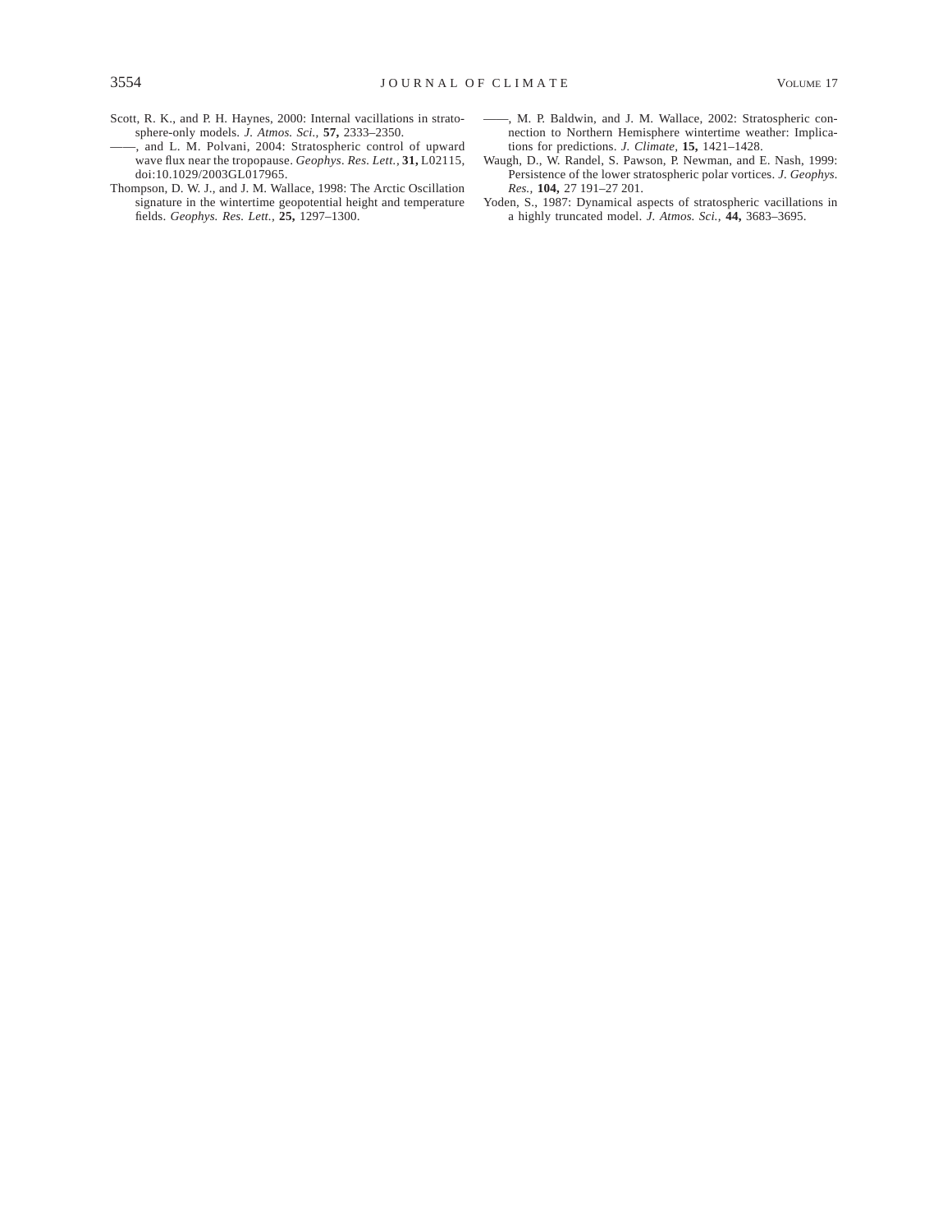Scott, R. K., and P. H. Haynes, 2000: Internal vacillations in stratosphere-only models. *J. Atmos. Sci.*, **57,** 2333–2350.

——, and L. M. Polvani, 2004: Stratospheric control of upward wave flux near the tropopause. *Geophys. Res. Lett.*, **31,** L02115, doi:10.1029/2003GL017965.

Thompson, D. W. J., and J. M. Wallace, 1998: The Arctic Oscillation signature in the wintertime geopotential height and temperature fields. *Geophys. Res. Lett.*, **25,** 1297–1300.

——, M. P. Baldwin, and J. M. Wallace, 2002: Stratospheric connection to Northern Hemisphere wintertime weather: Implications for predictions. *J. Climate,* **15,** 1421–1428.

Waugh, D., W. Randel, S. Pawson, P. Newman, and E. Nash, 1999: Persistence of the lower stratospheric polar vortices. *J. Geophys. Res.*, **104,** 27 191–27 201.

Yoden, S., 1987: Dynamical aspects of stratospheric vacillations in a highly truncated model. *J. Atmos. Sci.,* **44,** 3683–3695.